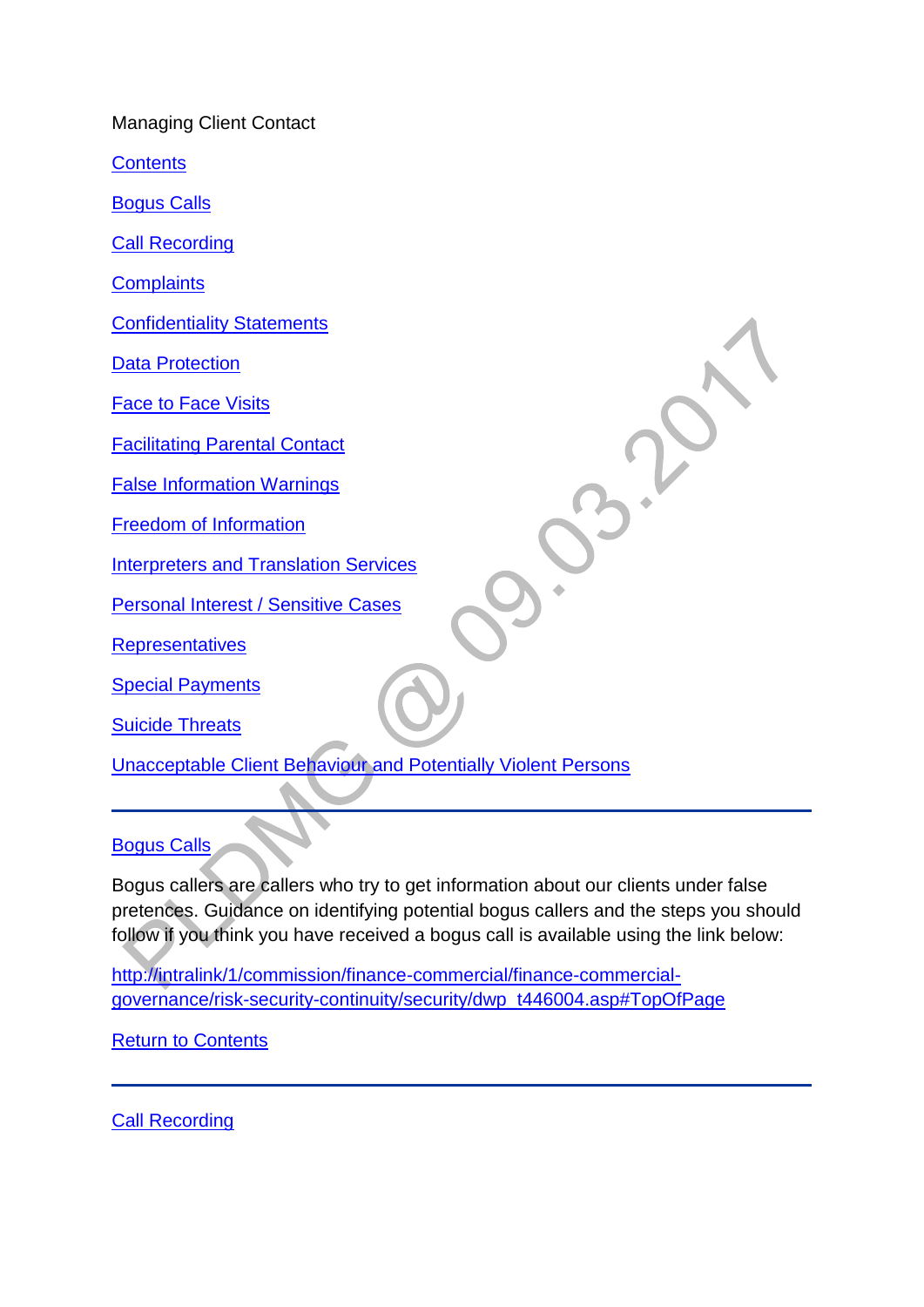Managing Client Contact

[Contents](#)

[Bogus Calls](#)

[Call Recording](#)

[Complaints](#)

[Confidentiality Statements](#)

[Data Protection](#)

[Face to Face Visits](#)

[Facilitating Parental Contact](#)

[False Information Warnings](#)

[Freedom of Information](#)

[Interpreters and Translation Services](#)

[Personal Interest / Sensitive Cases](#)

[Representatives](#)

[Special Payments](#)

[Suicide Threats](#)

[Unacceptable Client Behaviour and Potentially Violent Persons](#)

---

## Bogus Calls

Bogus callers are callers who try to get information about our clients under false pretences. Guidance on identifying potential bogus callers and the steps you should follow if you think you have received a bogus call is available using the link below:

http://intralink/1/commission/finance-commercial/finance-commercial-governance/risk-security-continuity/security/dwp_t446004.asp#TopOfPage

[Return to Contents](#)

---

## Call Recording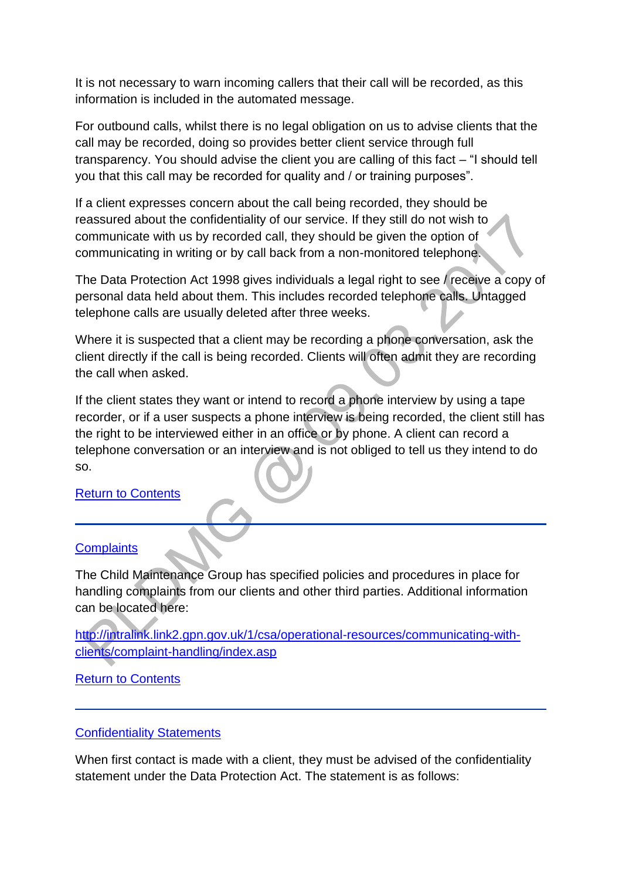It is not necessary to warn incoming callers that their call will be recorded, as this information is included in the automated message.

For outbound calls, whilst there is no legal obligation on us to advise clients that the call may be recorded, doing so provides better client service through full transparency. You should advise the client you are calling of this fact – "I should tell you that this call may be recorded for quality and / or training purposes".

If a client expresses concern about the call being recorded, they should be reassured about the confidentiality of our service. If they still do not wish to communicate with us by recorded call, they should be given the option of communicating in writing or by call back from a non-monitored telephone.

The Data Protection Act 1998 gives individuals a legal right to see / receive a copy of personal data held about them. This includes recorded telephone calls. Untagged telephone calls are usually deleted after three weeks.

Where it is suspected that a client may be recording a phone conversation, ask the client directly if the call is being recorded. Clients will often admit they are recording the call when asked.

If the client states they want or intend to record a phone interview by using a tape recorder, or if a user suspects a phone interview is being recorded, the client still has the right to be interviewed either in an office or by phone. A client can record a telephone conversation or an interview and is not obliged to tell us they intend to do so.

Return to Contents

---

## Complaints

The Child Maintenance Group has specified policies and procedures in place for handling complaints from our clients and other third parties. Additional information can be located here:

http://intralink.link2.gpn.gov.uk/1/csa/operational-resources/communicating-with-clients/complaint-handling/index.asp

Return to Contents

---

## Confidentiality Statements

When first contact is made with a client, they must be advised of the confidentiality statement under the Data Protection Act. The statement is as follows: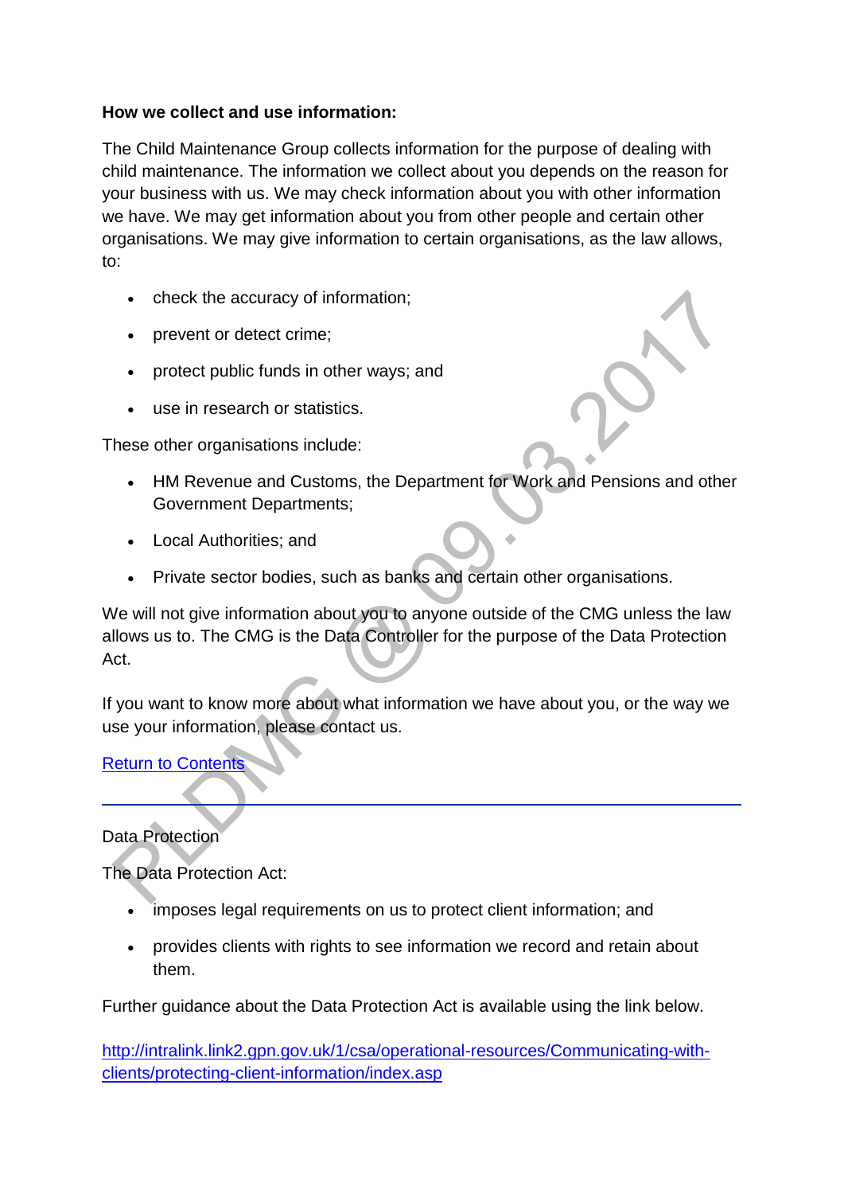**How we collect and use information:**

The Child Maintenance Group collects information for the purpose of dealing with child maintenance. The information we collect about you depends on the reason for your business with us. We may check information about you with other information we have. We may get information about you from other people and certain other organisations. We may give information to certain organisations, as the law allows, to:

- check the accuracy of information;
- prevent or detect crime;
- protect public funds in other ways; and
- use in research or statistics.

These other organisations include:

- HM Revenue and Customs, the Department for Work and Pensions and other Government Departments;
- Local Authorities; and
- Private sector bodies, such as banks and certain other organisations.

We will not give information about you to anyone outside of the CMG unless the law allows us to. The CMG is the Data Controller for the purpose of the Data Protection Act.

If you want to know more about what information we have about you, or the way we use your information, please contact us.

[Return to Contents]

---

Data Protection

The Data Protection Act:

- imposes legal requirements on us to protect client information; and
- provides clients with rights to see information we record and retain about them.

Further guidance about the Data Protection Act is available using the link below.

[http://intralink.link2.gpn.gov.uk/1/csa/operational-resources/Communicating-with-clients/protecting-client-information/index.asp](http://intralink.link2.gpn.gov.uk/1/csa/operational-resources/Communicating-with-clients/protecting-client-information/index.asp)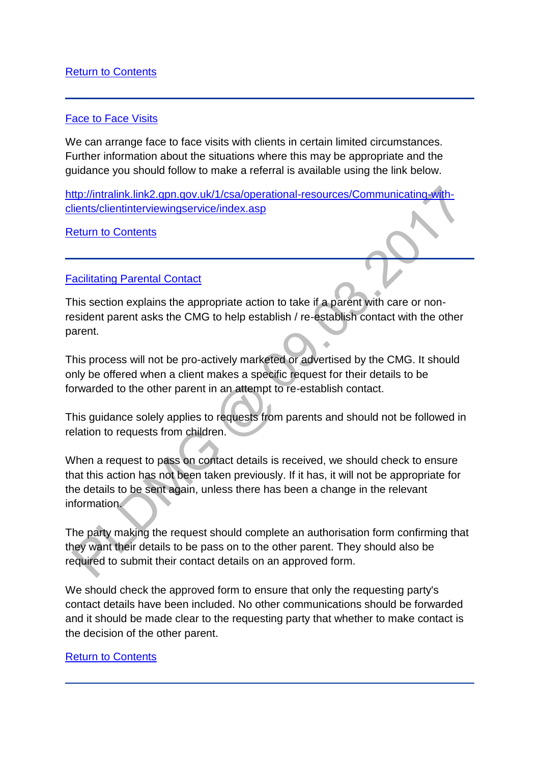[Return to Contents](#)

---

## [Face to Face Visits](#)

We can arrange face to face visits with clients in certain limited circumstances. Further information about the situations where this may be appropriate and the guidance you should follow to make a referral is available using the link below.

[http://intralink.link2.gpn.gov.uk/1/csa/operational-resources/Communicating-with-clients/clientinterviewingservice/index.asp](http://intralink.link2.gpn.gov.uk/1/csa/operational-resources/Communicating-with-clients/clientinterviewingservice/index.asp)

[Return to Contents](#)

---

## [Facilitating Parental Contact](#)

This section explains the appropriate action to take if a parent with care or non-resident parent asks the CMG to help establish / re-establish contact with the other parent.

This process will not be pro-actively marketed or advertised by the CMG. It should only be offered when a client makes a specific request for their details to be forwarded to the other parent in an attempt to re-establish contact.

This guidance solely applies to requests from parents and should not be followed in relation to requests from children.

When a request to pass on contact details is received, we should check to ensure that this action has not been taken previously. If it has, it will not be appropriate for the details to be sent again, unless there has been a change in the relevant information.

The party making the request should complete an authorisation form confirming that they want their details to be pass on to the other parent. They should also be required to submit their contact details on an approved form.

We should check the approved form to ensure that only the requesting party's contact details have been included. No other communications should be forwarded and it should be made clear to the requesting party that whether to make contact is the decision of the other parent.

[Return to Contents](#)

---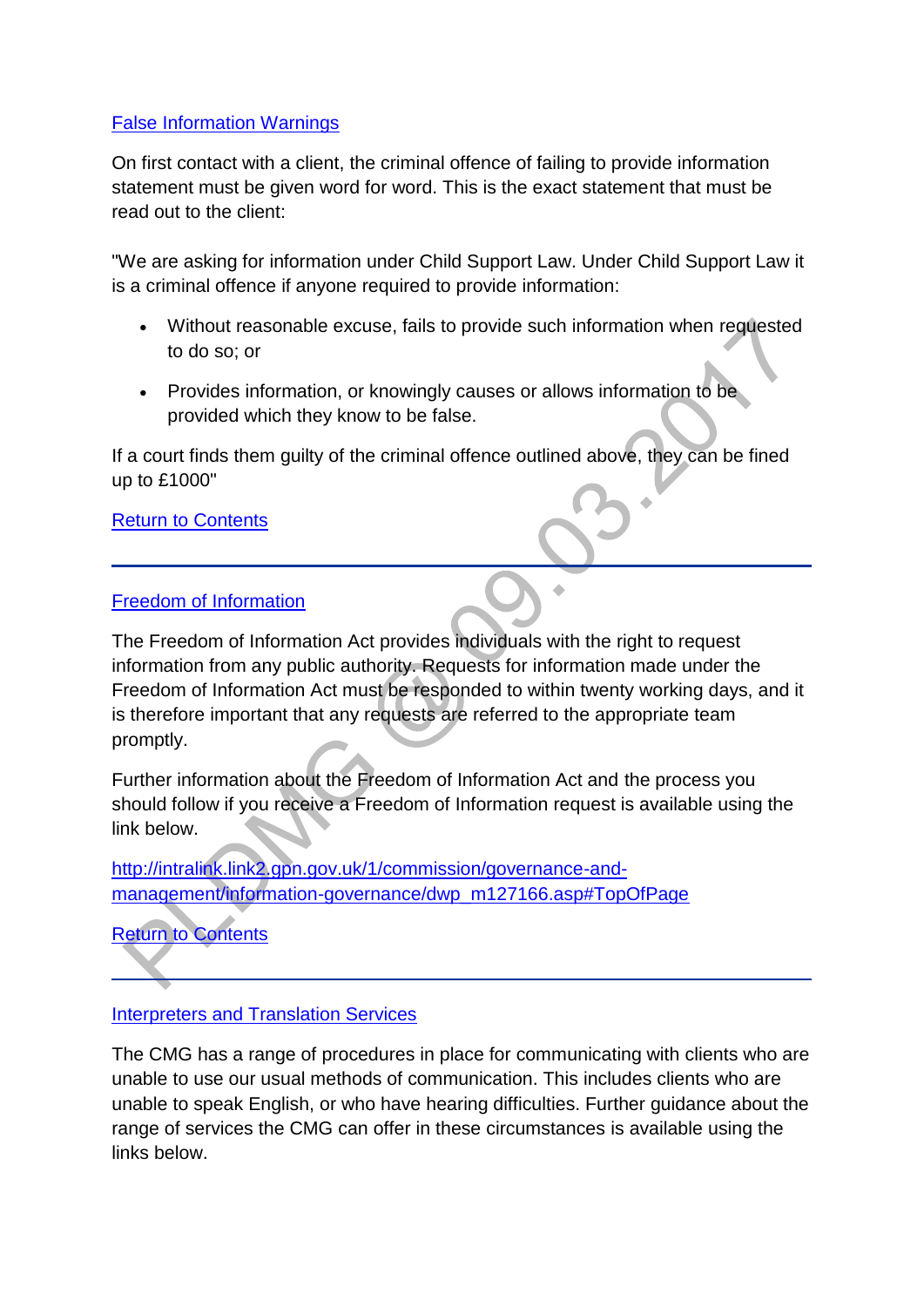## [False Information Warnings]

On first contact with a client, the criminal offence of failing to provide information statement must be given word for word. This is the exact statement that must be read out to the client:

"We are asking for information under Child Support Law. Under Child Support Law it is a criminal offence if anyone required to provide information:

- Without reasonable excuse, fails to provide such information when requested to do so; or
- Provides information, or knowingly causes or allows information to be provided which they know to be false.

If a court finds them guilty of the criminal offence outlined above, they can be fined up to £1000"

[Return to Contents]

---

## [Freedom of Information]

The Freedom of Information Act provides individuals with the right to request information from any public authority. Requests for information made under the Freedom of Information Act must be responded to within twenty working days, and it is therefore important that any requests are referred to the appropriate team promptly.

Further information about the Freedom of Information Act and the process you should follow if you receive a Freedom of Information request is available using the link below.

http://intralink.link2.gpn.gov.uk/1/commission/governance-and-management/information-governance/dwp_m127166.asp#TopOfPage

[Return to Contents]

---

## [Interpreters and Translation Services]

The CMG has a range of procedures in place for communicating with clients who are unable to use our usual methods of communication. This includes clients who are unable to speak English, or who have hearing difficulties. Further guidance about the range of services the CMG can offer in these circumstances is available using the links below.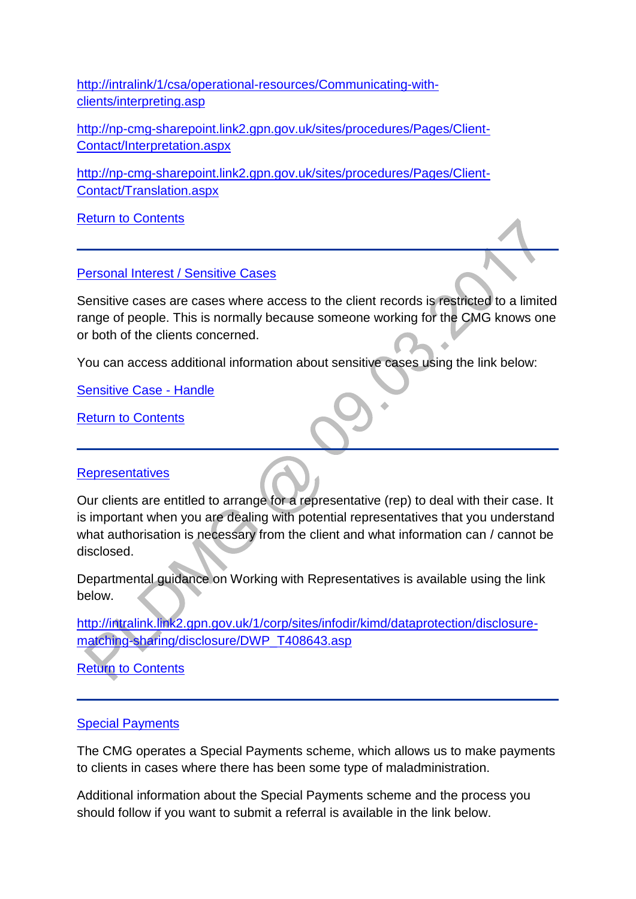http://intralink/1/csa/operational-resources/Communicating-with-clients/interpreting.asp

http://np-cmg-sharepoint.link2.gpn.gov.uk/sites/procedures/Pages/Client-Contact/Interpretation.aspx

http://np-cmg-sharepoint.link2.gpn.gov.uk/sites/procedures/Pages/Client-Contact/Translation.aspx

Return to Contents

---

## Personal Interest / Sensitive Cases

Sensitive cases are cases where access to the client records is restricted to a limited range of people. This is normally because someone working for the CMG knows one or both of the clients concerned.

You can access additional information about sensitive cases using the link below:

Sensitive Case - Handle

Return to Contents

---

## Representatives

Our clients are entitled to arrange for a representative (rep) to deal with their case. It is important when you are dealing with potential representatives that you understand what authorisation is necessary from the client and what information can / cannot be disclosed.

Departmental guidance on Working with Representatives is available using the link below.

http://intralink.link2.gpn.gov.uk/1/corp/sites/infodir/kimd/dataprotection/disclosure-matching-sharing/disclosure/DWP_T408643.asp

Return to Contents

---

## Special Payments

The CMG operates a Special Payments scheme, which allows us to make payments to clients in cases where there has been some type of maladministration.

Additional information about the Special Payments scheme and the process you should follow if you want to submit a referral is available in the link below.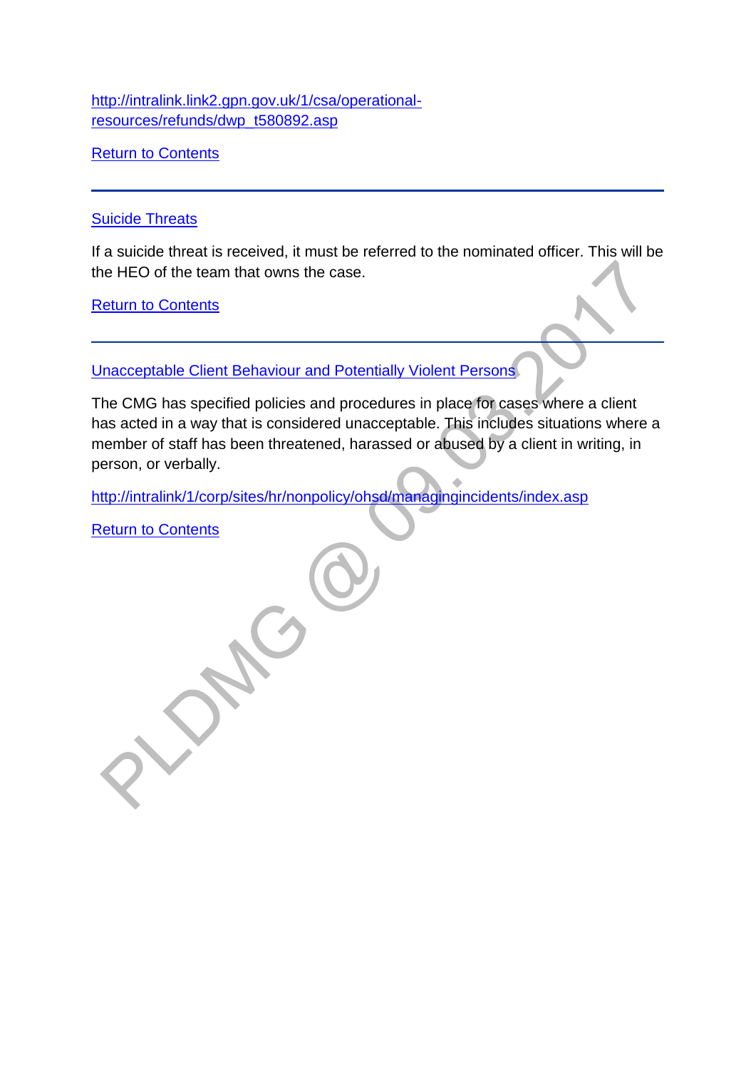http://intralink.link2.gpn.gov.uk/1/csa/operational-resources/refunds/dwp_t580892.asp

Return to Contents

---

## Suicide Threats

If a suicide threat is received, it must be referred to the nominated officer. This will be the HEO of the team that owns the case.

Return to Contents

---

## Unacceptable Client Behaviour and Potentially Violent Persons

The CMG has specified policies and procedures in place for cases where a client has acted in a way that is considered unacceptable. This includes situations where a member of staff has been threatened, harassed or abused by a client in writing, in person, or verbally.

http://intralink/1/corp/sites/hr/nonpolicy/ohsd/managingincidents/index.asp

Return to Contents